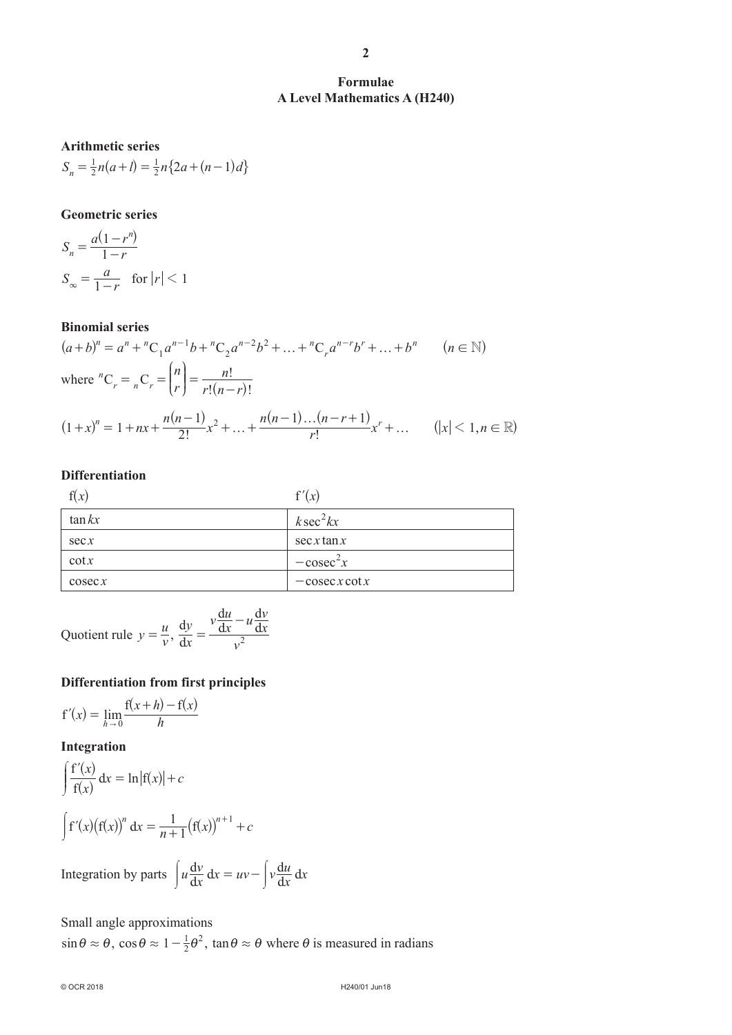# Formulae
## A Level Mathematics A (H240)

### Arithmetic series

$$S_n = \tfrac{1}{2}n(a+l) = \tfrac{1}{2}n\{2a+(n-1)d\}$$

### Geometric series

$$S_n = \frac{a(1-r^n)}{1-r}$$

$$S_\infty = \frac{a}{1-r} \quad \text{for } |r| < 1$$

### Binomial series

$$(a+b)^n = a^n + {}^nC_1 a^{n-1}b + {}^nC_2 a^{n-2}b^2 + \ldots + {}^nC_r a^{n-r}b^r + \ldots + b^n \qquad (n \in \mathbb{N})$$

where ${}^nC_r = {}_nC_r = \binom{n}{r} = \dfrac{n!}{r!(n-r)!}$

$$(1+x)^n = 1 + nx + \frac{n(n-1)}{2!}x^2 + \ldots + \frac{n(n-1)\ldots(n-r+1)}{r!}x^r + \ldots \qquad (|x| < 1, n \in \mathbb{R})$$

### Differentiation

| $f(x)$ | $f'(x)$ |
|---|---|
| $\tan kx$ | $k\sec^2 kx$ |
| $\sec x$ | $\sec x \tan x$ |
| $\cot x$ | $-\operatorname{cosec}^2 x$ |
| $\operatorname{cosec} x$ | $-\operatorname{cosec} x \cot x$ |

Quotient rule $y = \dfrac{u}{v}$, $\dfrac{dy}{dx} = \dfrac{v\dfrac{du}{dx} - u\dfrac{dv}{dx}}{v^2}$

### Differentiation from first principles

$$f'(x) = \lim_{h \to 0} \frac{f(x+h) - f(x)}{h}$$

### Integration

$$\int \frac{f'(x)}{f(x)}\,dx = \ln|f(x)| + c$$

$$\int f'(x)(f(x))^n\,dx = \frac{1}{n+1}(f(x))^{n+1} + c$$

Integration by parts $\displaystyle\int u\frac{dv}{dx}\,dx = uv - \int v\frac{du}{dx}\,dx$

Small angle approximations

$\sin\theta \approx \theta$, $\cos\theta \approx 1 - \tfrac{1}{2}\theta^2$, $\tan\theta \approx \theta$ where $\theta$ is measured in radians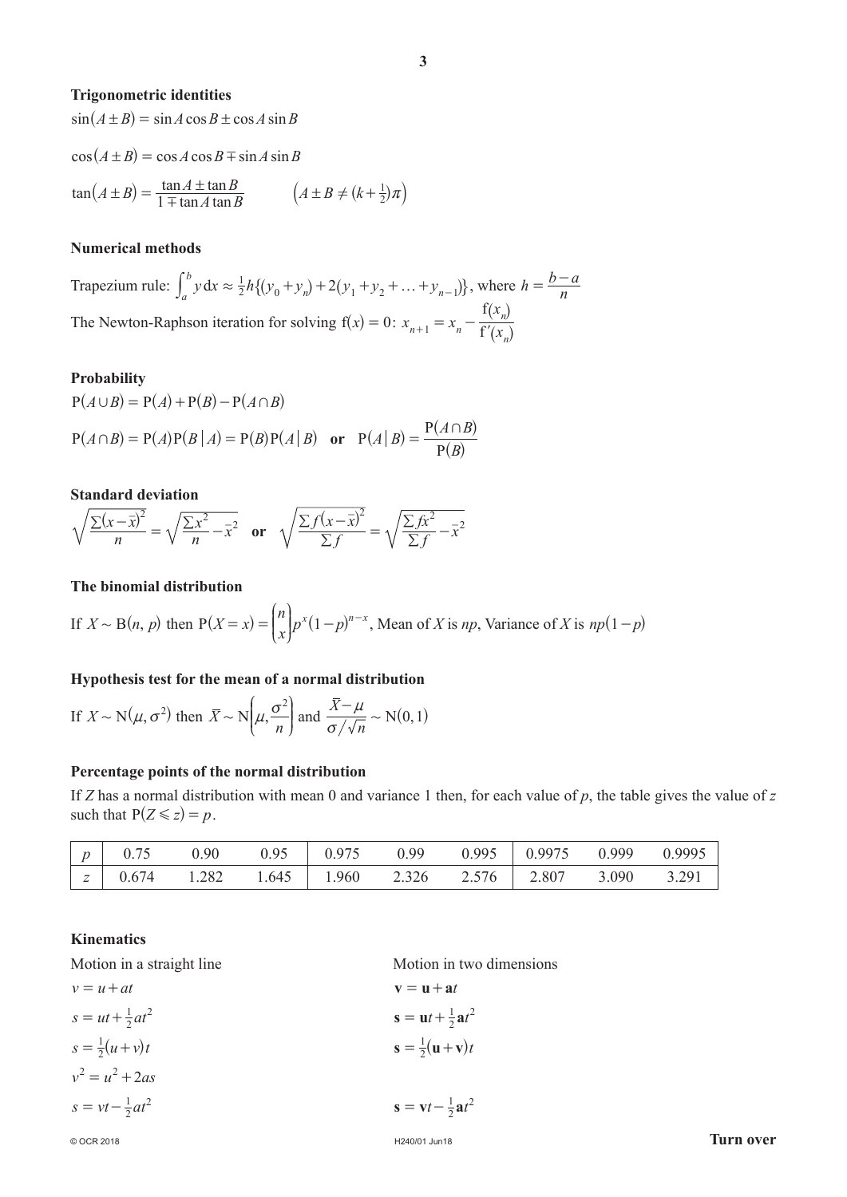**Trigonometric identities**

$\sin(A \pm B) = \sin A \cos B \pm \cos A \sin B$

$\cos(A \pm B) = \cos A \cos B \mp \sin A \sin B$

$\tan(A \pm B) = \dfrac{\tan A \pm \tan B}{1 \mp \tan A \tan B} \qquad \left(A \pm B \neq (k + \tfrac{1}{2})\pi\right)$

**Numerical methods**

Trapezium rule: $\int_a^b y\,dx \approx \frac{1}{2}h\{(y_0 + y_n) + 2(y_1 + y_2 + \ldots + y_{n-1})\}$, where $h = \dfrac{b-a}{n}$

The Newton-Raphson iteration for solving $f(x) = 0$: $x_{n+1} = x_n - \dfrac{f(x_n)}{f'(x_n)}$

**Probability**

$P(A \cup B) = P(A) + P(B) - P(A \cap B)$

$P(A \cap B) = P(A)P(B \mid A) = P(B)P(A \mid B)$ **or** $P(A \mid B) = \dfrac{P(A \cap B)}{P(B)}$

**Standard deviation**

$\sqrt{\dfrac{\sum(x - \bar{x})^2}{n}} = \sqrt{\dfrac{\sum x^2}{n} - \bar{x}^2}$ **or** $\sqrt{\dfrac{\sum f(x - \bar{x})^2}{\sum f}} = \sqrt{\dfrac{\sum fx^2}{\sum f} - \bar{x}^2}$

**The binomial distribution**

If $X \sim B(n, p)$ then $P(X = x) = \dbinom{n}{x} p^x (1-p)^{n-x}$, Mean of $X$ is $np$, Variance of $X$ is $np(1-p)$

**Hypothesis test for the mean of a normal distribution**

If $X \sim N(\mu, \sigma^2)$ then $\bar{X} \sim N\left(\mu, \dfrac{\sigma^2}{n}\right)$ and $\dfrac{\bar{X} - \mu}{\sigma / \sqrt{n}} \sim N(0, 1)$

**Percentage points of the normal distribution**

If $Z$ has a normal distribution with mean 0 and variance 1 then, for each value of $p$, the table gives the value of $z$ such that $P(Z \leqslant z) = p$.

| $p$ | 0.75 | 0.90 | 0.95 | 0.975 | 0.99 | 0.995 | 0.9975 | 0.999 | 0.9995 |
|---|---|---|---|---|---|---|---|---|---|
| $z$ | 0.674 | 1.282 | 1.645 | 1.960 | 2.326 | 2.576 | 2.807 | 3.090 | 3.291 |

**Kinematics**

Motion in a straight line

$v = u + at$

$s = ut + \frac{1}{2}at^2$

$s = \frac{1}{2}(u + v)t$

$v^2 = u^2 + 2as$

$s = vt - \frac{1}{2}at^2$

Motion in two dimensions

$\mathbf{v} = \mathbf{u} + \mathbf{a}t$

$\mathbf{s} = \mathbf{u}t + \frac{1}{2}\mathbf{a}t^2$

$\mathbf{s} = \frac{1}{2}(\mathbf{u} + \mathbf{v})t$

$\mathbf{s} = \mathbf{v}t - \frac{1}{2}\mathbf{a}t^2$